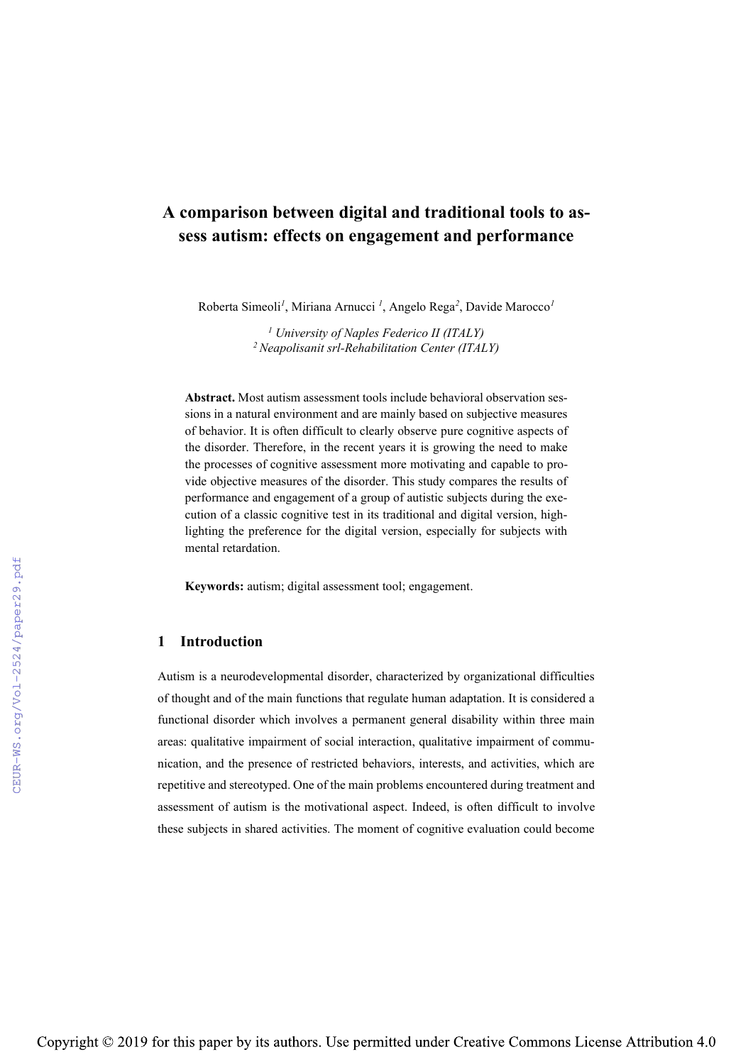# A comparison between digital and traditional tools to assess autism: effects on engagement and performance

Roberta Simeoli[1], Miriana Arnucci [1], Angelo Rega[2], Davide Marocco[1]

[1] *University of Naples Federico II (ITALY)*
[2] *Neapolisanit srl-Rehabilitation Center (ITALY)*

**Abstract.** Most autism assessment tools include behavioral observation sessions in a natural environment and are mainly based on subjective measures of behavior. It is often difficult to clearly observe pure cognitive aspects of the disorder. Therefore, in the recent years it is growing the need to make the processes of cognitive assessment more motivating and capable to provide objective measures of the disorder. This study compares the results of performance and engagement of a group of autistic subjects during the execution of a classic cognitive test in its traditional and digital version, highlighting the preference for the digital version, especially for subjects with mental retardation.

**Keywords:** autism; digital assessment tool; engagement.

## 1 Introduction

Autism is a neurodevelopmental disorder, characterized by organizational difficulties of thought and of the main functions that regulate human adaptation. It is considered a functional disorder which involves a permanent general disability within three main areas: qualitative impairment of social interaction, qualitative impairment of communication, and the presence of restricted behaviors, interests, and activities, which are repetitive and stereotyped. One of the main problems encountered during treatment and assessment of autism is the motivational aspect. Indeed, is often difficult to involve these subjects in shared activities. The moment of cognitive evaluation could become

Copyright © 2019 for this paper by its authors. Use permitted under Creative Commons License Attribution 4.0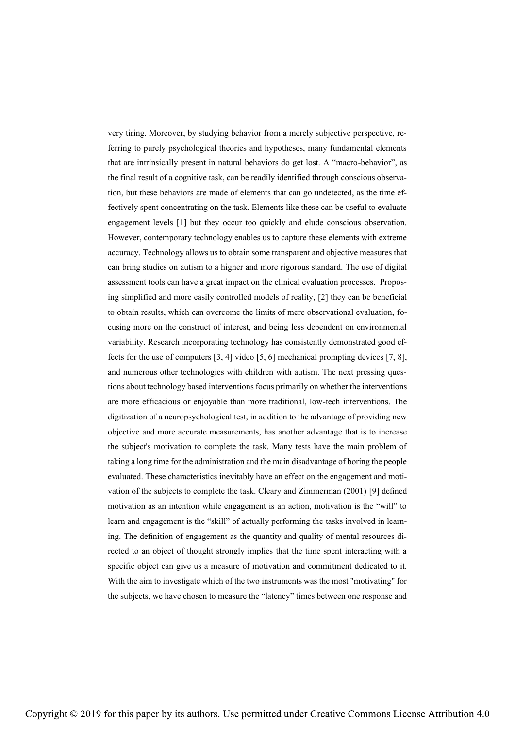very tiring. Moreover, by studying behavior from a merely subjective perspective, referring to purely psychological theories and hypotheses, many fundamental elements that are intrinsically present in natural behaviors do get lost. A "macro-behavior", as the final result of a cognitive task, can be readily identified through conscious observation, but these behaviors are made of elements that can go undetected, as the time effectively spent concentrating on the task. Elements like these can be useful to evaluate engagement levels [1] but they occur too quickly and elude conscious observation. However, contemporary technology enables us to capture these elements with extreme accuracy. Technology allows us to obtain some transparent and objective measures that can bring studies on autism to a higher and more rigorous standard. The use of digital assessment tools can have a great impact on the clinical evaluation processes. Proposing simplified and more easily controlled models of reality, [2] they can be beneficial to obtain results, which can overcome the limits of mere observational evaluation, focusing more on the construct of interest, and being less dependent on environmental variability. Research incorporating technology has consistently demonstrated good effects for the use of computers [3, 4] video [5, 6] mechanical prompting devices [7, 8], and numerous other technologies with children with autism. The next pressing questions about technology based interventions focus primarily on whether the interventions are more efficacious or enjoyable than more traditional, low-tech interventions. The digitization of a neuropsychological test, in addition to the advantage of providing new objective and more accurate measurements, has another advantage that is to increase the subject's motivation to complete the task. Many tests have the main problem of taking a long time for the administration and the main disadvantage of boring the people evaluated. These characteristics inevitably have an effect on the engagement and motivation of the subjects to complete the task. Cleary and Zimmerman (2001) [9] defined motivation as an intention while engagement is an action, motivation is the "will" to learn and engagement is the "skill" of actually performing the tasks involved in learning. The definition of engagement as the quantity and quality of mental resources directed to an object of thought strongly implies that the time spent interacting with a specific object can give us a measure of motivation and commitment dedicated to it. With the aim to investigate which of the two instruments was the most "motivating" for the subjects, we have chosen to measure the "latency" times between one response and

Copyright © 2019 for this paper by its authors. Use permitted under Creative Commons License Attribution 4.0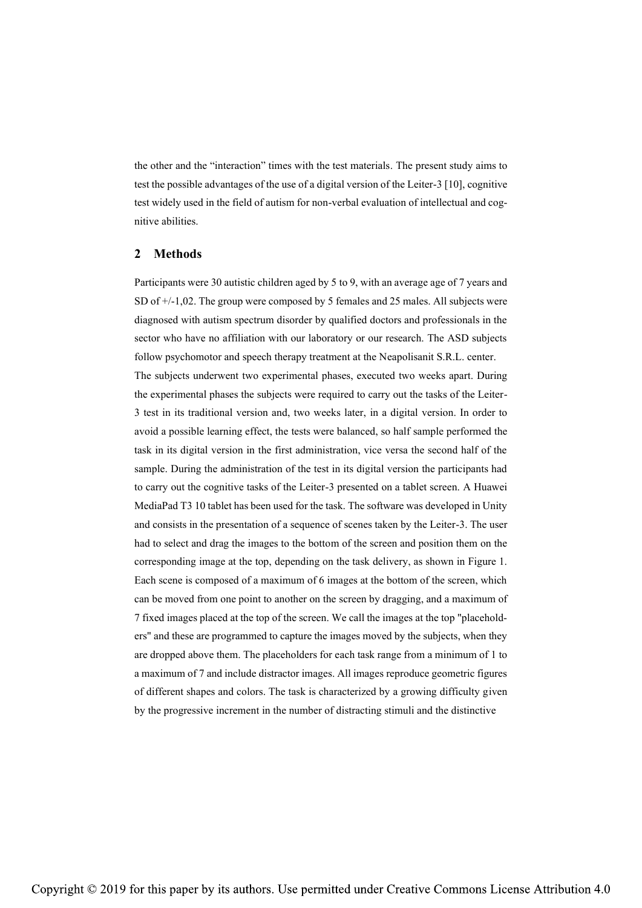the other and the "interaction" times with the test materials. The present study aims to test the possible advantages of the use of a digital version of the Leiter-3 [10], cognitive test widely used in the field of autism for non-verbal evaluation of intellectual and cognitive abilities.

## 2 Methods

Participants were 30 autistic children aged by 5 to 9, with an average age of 7 years and SD of +/-1,02. The group were composed by 5 females and 25 males. All subjects were diagnosed with autism spectrum disorder by qualified doctors and professionals in the sector who have no affiliation with our laboratory or our research. The ASD subjects follow psychomotor and speech therapy treatment at the Neapolisanit S.R.L. center.

The subjects underwent two experimental phases, executed two weeks apart. During the experimental phases the subjects were required to carry out the tasks of the Leiter-3 test in its traditional version and, two weeks later, in a digital version. In order to avoid a possible learning effect, the tests were balanced, so half sample performed the task in its digital version in the first administration, vice versa the second half of the sample. During the administration of the test in its digital version the participants had to carry out the cognitive tasks of the Leiter-3 presented on a tablet screen. A Huawei MediaPad T3 10 tablet has been used for the task. The software was developed in Unity and consists in the presentation of a sequence of scenes taken by the Leiter-3. The user had to select and drag the images to the bottom of the screen and position them on the corresponding image at the top, depending on the task delivery, as shown in Figure 1. Each scene is composed of a maximum of 6 images at the bottom of the screen, which can be moved from one point to another on the screen by dragging, and a maximum of 7 fixed images placed at the top of the screen. We call the images at the top "placeholders" and these are programmed to capture the images moved by the subjects, when they are dropped above them. The placeholders for each task range from a minimum of 1 to a maximum of 7 and include distractor images. All images reproduce geometric figures of different shapes and colors. The task is characterized by a growing difficulty given by the progressive increment in the number of distracting stimuli and the distinctive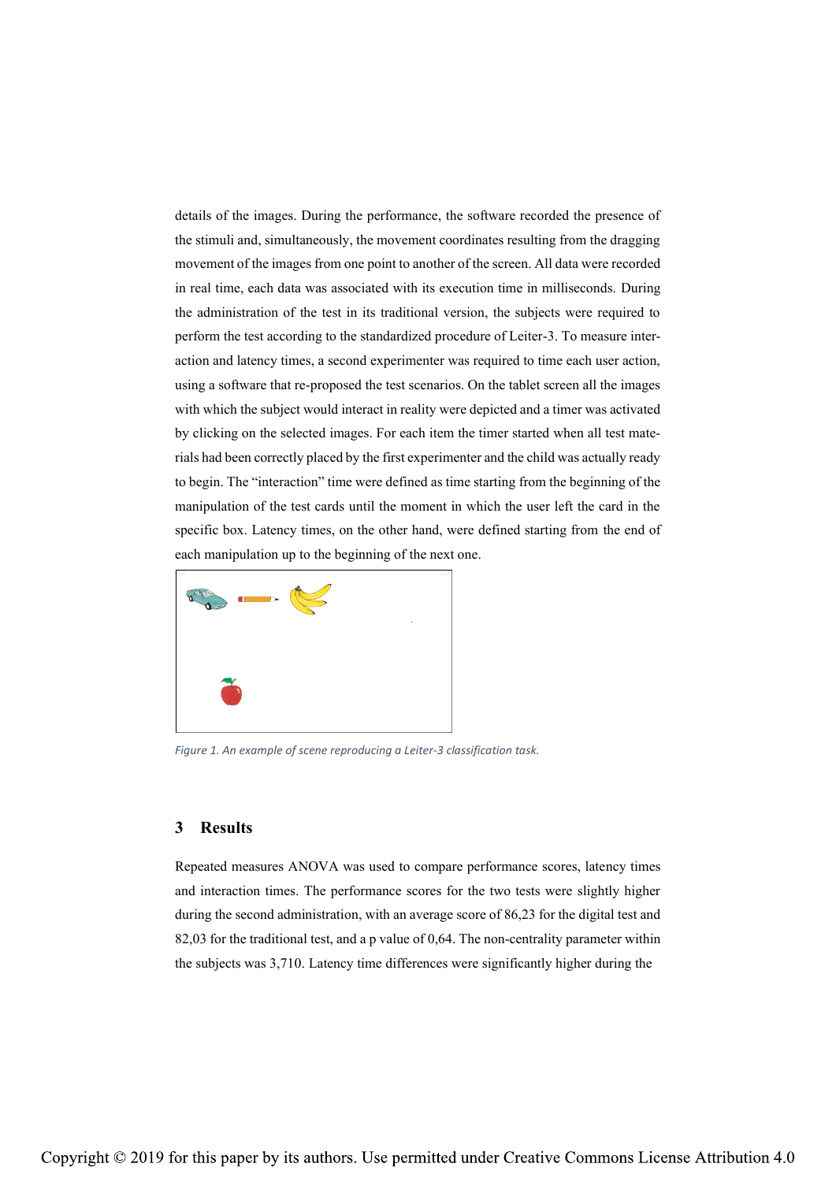details of the images. During the performance, the software recorded the presence of the stimuli and, simultaneously, the movement coordinates resulting from the dragging movement of the images from one point to another of the screen. All data were recorded in real time, each data was associated with its execution time in milliseconds. During the administration of the test in its traditional version, the subjects were required to perform the test according to the standardized procedure of Leiter-3. To measure interaction and latency times, a second experimenter was required to time each user action, using a software that re-proposed the test scenarios. On the tablet screen all the images with which the subject would interact in reality were depicted and a timer was activated by clicking on the selected images. For each item the timer started when all test materials had been correctly placed by the first experimenter and the child was actually ready to begin. The "interaction" time were defined as time starting from the beginning of the manipulation of the test cards until the moment in which the user left the card in the specific box. Latency times, on the other hand, were defined starting from the end of each manipulation up to the beginning of the next one.

*Figure 1. An example of scene reproducing a Leiter-3 classification task.*

## 3 Results

Repeated measures ANOVA was used to compare performance scores, latency times and interaction times. The performance scores for the two tests were slightly higher during the second administration, with an average score of 86,23 for the digital test and 82,03 for the traditional test, and a p value of 0,64. The non-centrality parameter within the subjects was 3,710. Latency time differences were significantly higher during the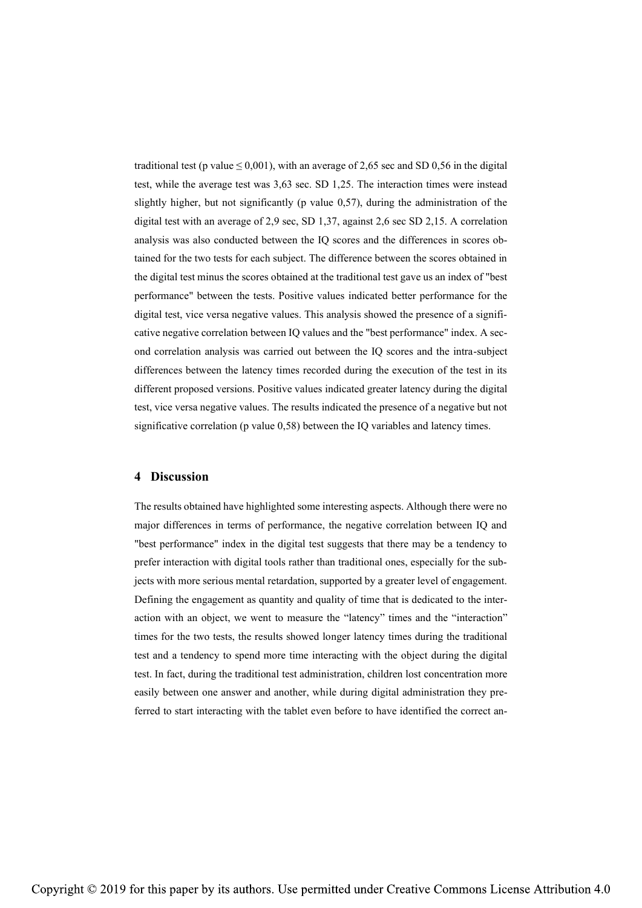traditional test (p value $\leq$ 0,001), with an average of 2,65 sec and SD 0,56 in the digital test, while the average test was 3,63 sec. SD 1,25. The interaction times were instead slightly higher, but not significantly (p value 0,57), during the administration of the digital test with an average of 2,9 sec, SD 1,37, against 2,6 sec SD 2,15. A correlation analysis was also conducted between the IQ scores and the differences in scores obtained for the two tests for each subject. The difference between the scores obtained in the digital test minus the scores obtained at the traditional test gave us an index of "best performance" between the tests. Positive values indicated better performance for the digital test, vice versa negative values. This analysis showed the presence of a significative negative correlation between IQ values and the "best performance" index. A second correlation analysis was carried out between the IQ scores and the intra-subject differences between the latency times recorded during the execution of the test in its different proposed versions. Positive values indicated greater latency during the digital test, vice versa negative values. The results indicated the presence of a negative but not significative correlation (p value 0,58) between the IQ variables and latency times.

## 4 Discussion

The results obtained have highlighted some interesting aspects. Although there were no major differences in terms of performance, the negative correlation between IQ and "best performance" index in the digital test suggests that there may be a tendency to prefer interaction with digital tools rather than traditional ones, especially for the subjects with more serious mental retardation, supported by a greater level of engagement. Defining the engagement as quantity and quality of time that is dedicated to the interaction with an object, we went to measure the "latency" times and the "interaction" times for the two tests, the results showed longer latency times during the traditional test and a tendency to spend more time interacting with the object during the digital test. In fact, during the traditional test administration, children lost concentration more easily between one answer and another, while during digital administration they preferred to start interacting with the tablet even before to have identified the correct an-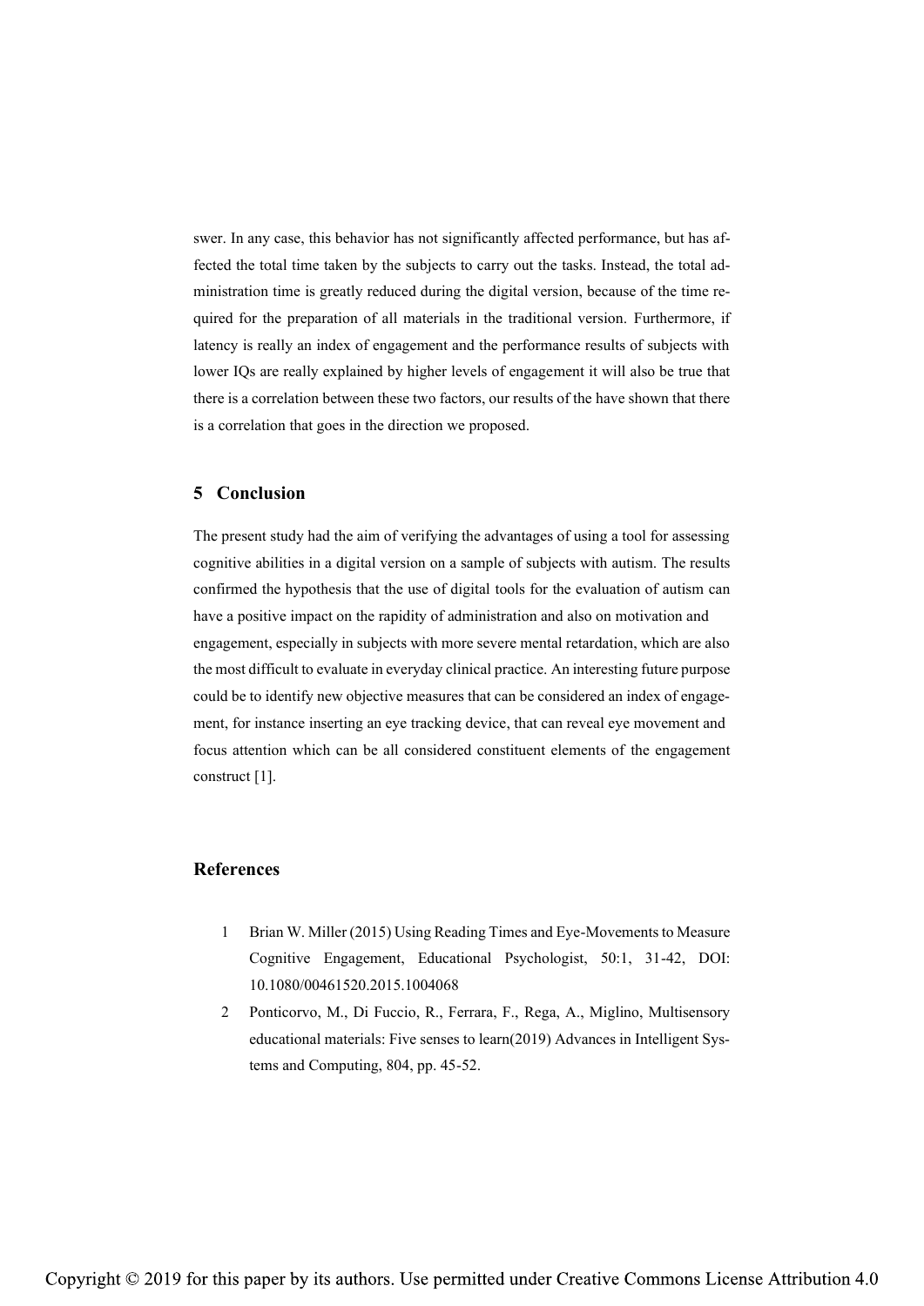swer. In any case, this behavior has not significantly affected performance, but has affected the total time taken by the subjects to carry out the tasks. Instead, the total administration time is greatly reduced during the digital version, because of the time required for the preparation of all materials in the traditional version. Furthermore, if latency is really an index of engagement and the performance results of subjects with lower IQs are really explained by higher levels of engagement it will also be true that there is a correlation between these two factors, our results of the have shown that there is a correlation that goes in the direction we proposed.

## 5 Conclusion

The present study had the aim of verifying the advantages of using a tool for assessing cognitive abilities in a digital version on a sample of subjects with autism. The results confirmed the hypothesis that the use of digital tools for the evaluation of autism can have a positive impact on the rapidity of administration and also on motivation and engagement, especially in subjects with more severe mental retardation, which are also the most difficult to evaluate in everyday clinical practice. An interesting future purpose could be to identify new objective measures that can be considered an index of engagement, for instance inserting an eye tracking device, that can reveal eye movement and focus attention which can be all considered constituent elements of the engagement construct [1].

## References

1. Brian W. Miller (2015) Using Reading Times and Eye-Movements to Measure Cognitive Engagement, Educational Psychologist, 50:1, 31-42, DOI: 10.1080/00461520.2015.1004068
2. Ponticorvo, M., Di Fuccio, R., Ferrara, F., Rega, A., Miglino, Multisensory educational materials: Five senses to learn(2019) Advances in Intelligent Systems and Computing, 804, pp. 45-52.

Copyright © 2019 for this paper by its authors. Use permitted under Creative Commons License Attribution 4.0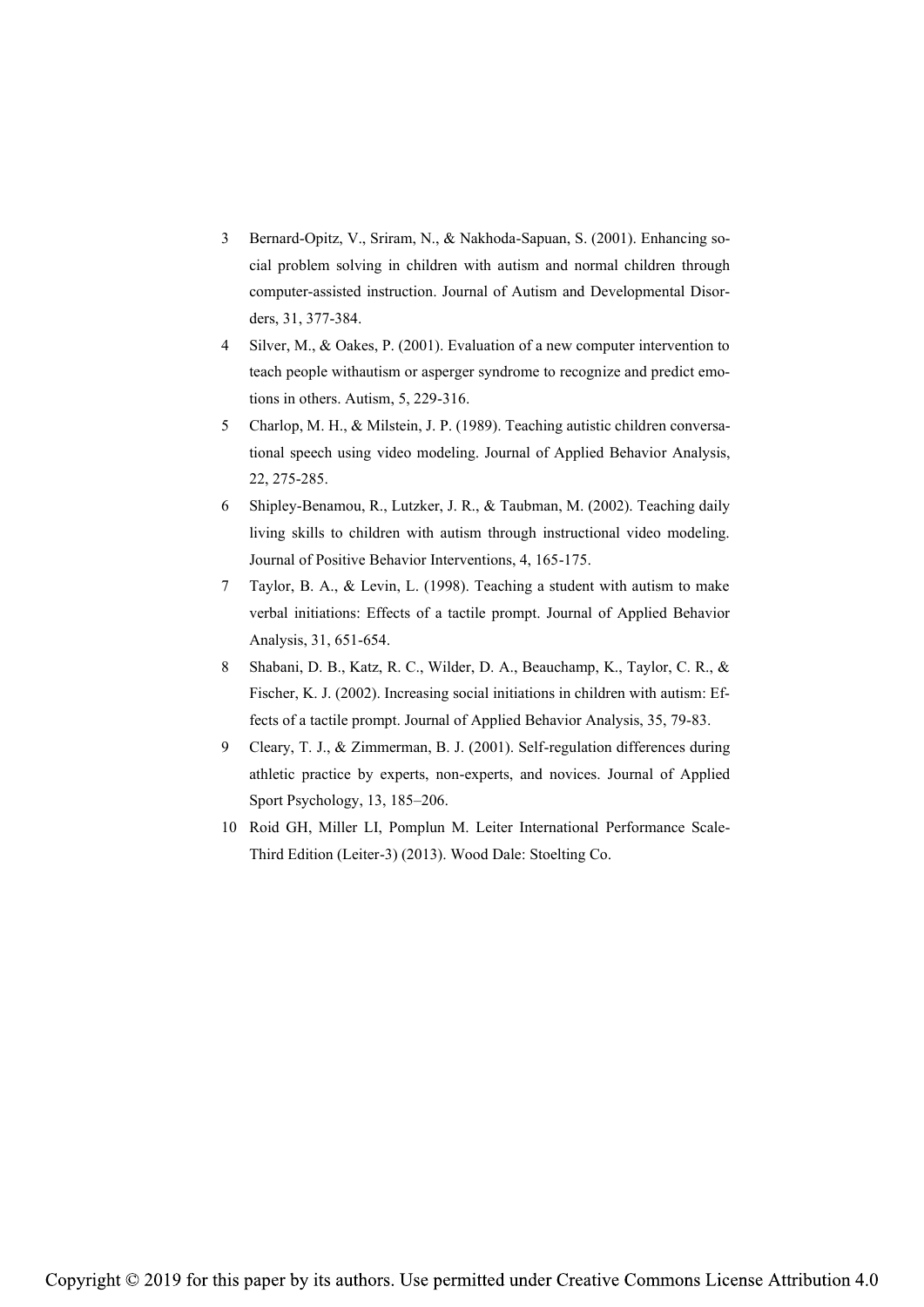3. Bernard-Opitz, V., Sriram, N., & Nakhoda-Sapuan, S. (2001). Enhancing social problem solving in children with autism and normal children through computer-assisted instruction. Journal of Autism and Developmental Disorders, 31, 377-384.
4. Silver, M., & Oakes, P. (2001). Evaluation of a new computer intervention to teach people withautism or asperger syndrome to recognize and predict emotions in others. Autism, 5, 229-316.
5. Charlop, M. H., & Milstein, J. P. (1989). Teaching autistic children conversational speech using video modeling. Journal of Applied Behavior Analysis, 22, 275-285.
6. Shipley-Benamou, R., Lutzker, J. R., & Taubman, M. (2002). Teaching daily living skills to children with autism through instructional video modeling. Journal of Positive Behavior Interventions, 4, 165-175.
7. Taylor, B. A., & Levin, L. (1998). Teaching a student with autism to make verbal initiations: Effects of a tactile prompt. Journal of Applied Behavior Analysis, 31, 651-654.
8. Shabani, D. B., Katz, R. C., Wilder, D. A., Beauchamp, K., Taylor, C. R., & Fischer, K. J. (2002). Increasing social initiations in children with autism: Effects of a tactile prompt. Journal of Applied Behavior Analysis, 35, 79-83.
9. Cleary, T. J., & Zimmerman, B. J. (2001). Self-regulation differences during athletic practice by experts, non-experts, and novices. Journal of Applied Sport Psychology, 13, 185–206.
10. Roid GH, Miller LI, Pomplun M. Leiter International Performance Scale-Third Edition (Leiter-3) (2013). Wood Dale: Stoelting Co.

Copyright © 2019 for this paper by its authors. Use permitted under Creative Commons License Attribution 4.0